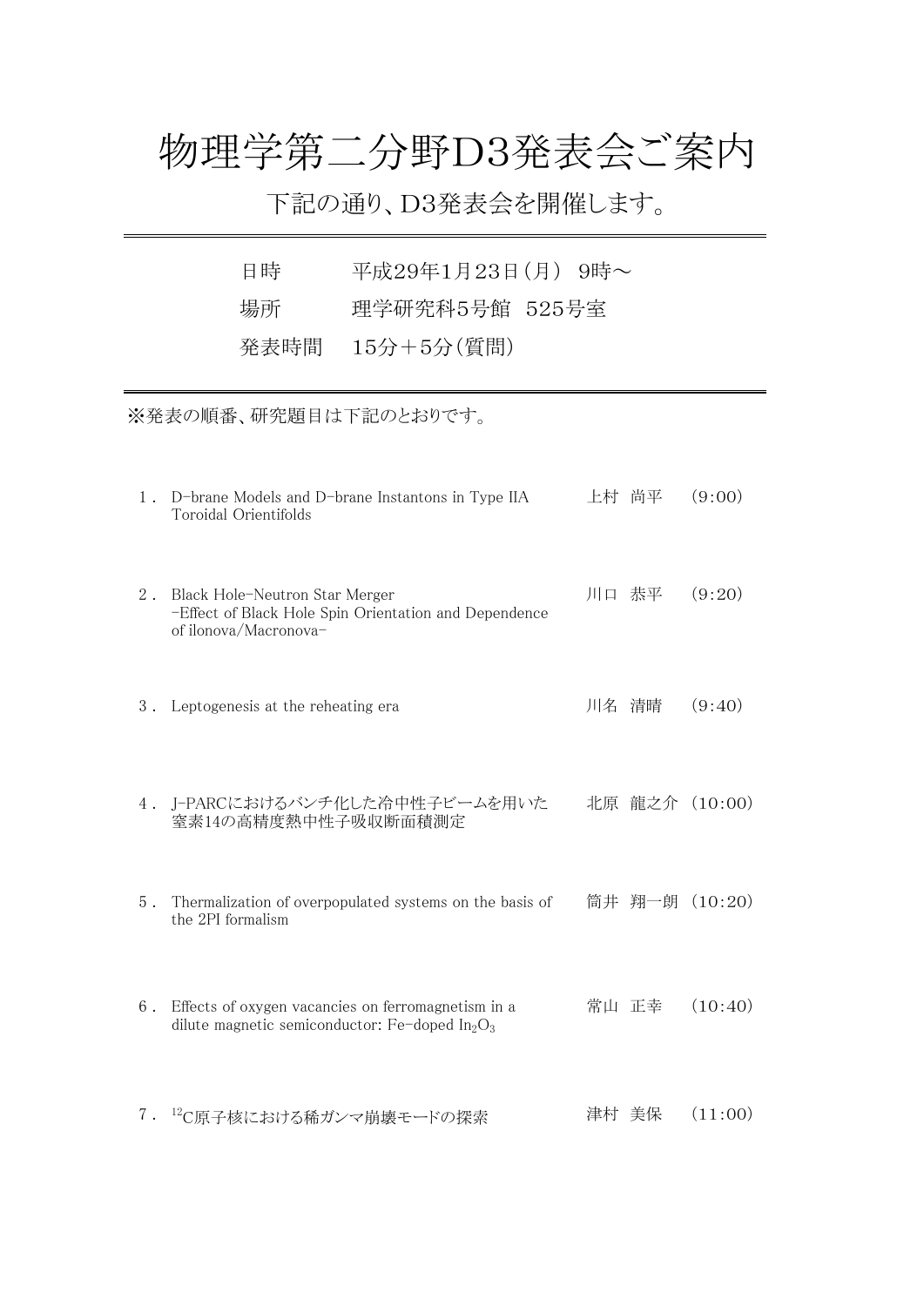# 物理学第二分野D3発表会ご案内

下記の通り、D3発表会を開催します。

---

日時　　平成29年1月23日（月）　9時～

場所　　理学研究科5号館　525号室

発表時間　15分＋5分（質問）

---

※発表の順番、研究題目は下記のとおりです。

1. D-brane Models and D-brane Instantons in Type IIA Toroidal Orientifolds　　上村 尚平　（9:00）

2. Black Hole-Neutron Star Merger -Effect of Black Hole Spin Orientation and Dependence of ilonova/Macronova-　　川口 恭平　（9:20）

3. Leptogenesis at the reheating era　　川名 清晴　（9:40）

4. J-PARCにおけるバンチ化した冷中性子ビームを用いた窒素14の高精度熱中性子吸収断面積測定　　北原 龍之介　（10:00）

5. Thermalization of overpopulated systems on the basis of the 2PI formalism　　筒井 翔一朗　（10:20）

6. Effects of oxygen vacancies on ferromagnetism in a dilute magnetic semiconductor: Fe-doped $In_2O_3$　　常山 正幸　（10:40）

7. $^{12}C$原子核における稀ガンマ崩壊モードの探索　　津村 美保　（11:00）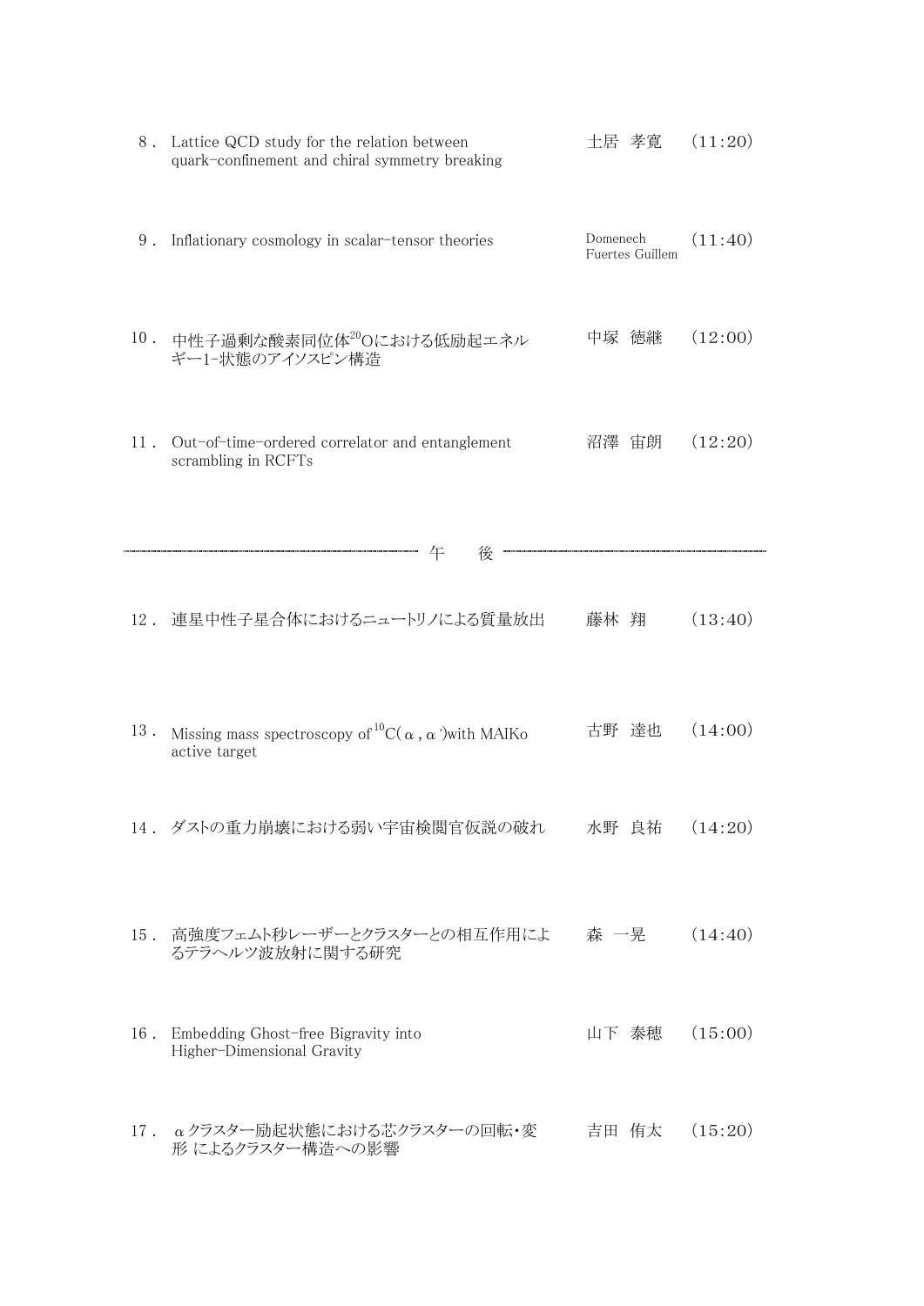8．Lattice QCD study for the relation between quark-confinement and chiral symmetry breaking　土居 孝寛　(11:20)

9．Inflationary cosmology in scalar-tensor theories　Domenech Fuertes Guillem　(11:40)

10．中性子過剰な酸素同位体$^{20}$Oにおける低励起エネルギー1-状態のアイソスピン構造　中塚 徳継　(12:00)

11．Out-of-time-ordered correlator and entanglement scrambling in RCFTs　沼澤 宙朗　(12:20)

---------------- 午　後 ----------------

12．連星中性子星合体におけるニュートリノによる質量放出　藤林 翔　(13:40)

13．Missing mass spectroscopy of $^{10}$C($\alpha$, $\alpha'$)with MAIKo active target　古野 達也　(14:00)

14．ダストの重力崩壊における弱い宇宙検閲官仮説の破れ　水野 良祐　(14:20)

15．高強度フェムト秒レーザーとクラスターとの相互作用によるテラヘルツ波放射に関する研究　森 一晃　(14:40)

16．Embedding Ghost-free Bigravity into Higher-Dimensional Gravity　山下 泰穂　(15:00)

17．$\alpha$クラスター励起状態における芯クラスターの回転・変形 によるクラスター構造への影響　吉田 侑太　(15:20)